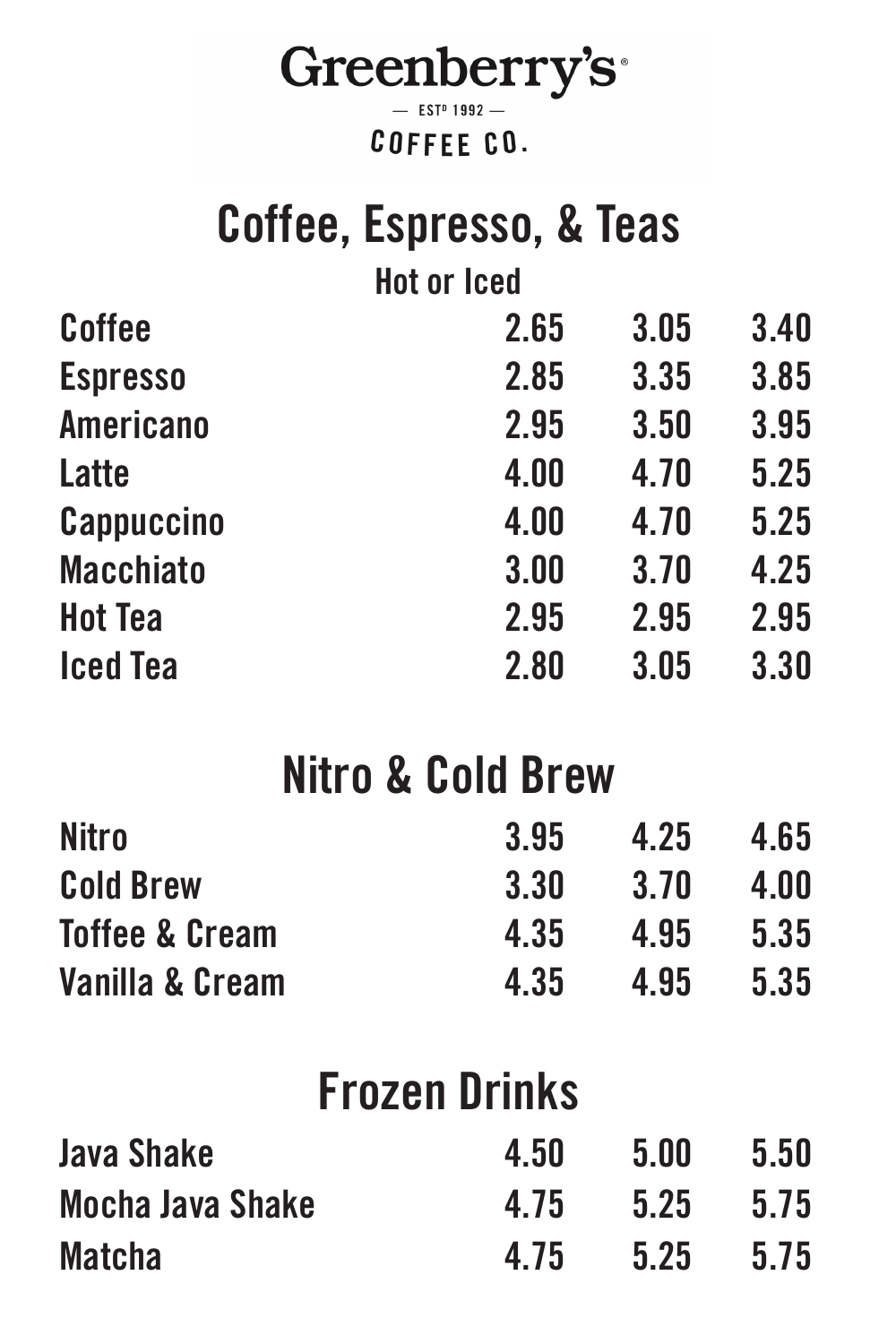# Greenberry's

— ESTD 1992 —

COFFEE CO.

## Coffee, Espresso, & Teas

Hot or Iced

| | | | |
|---|---|---|---|
| Coffee | 2.65 | 3.05 | 3.40 |
| Espresso | 2.85 | 3.35 | 3.85 |
| Americano | 2.95 | 3.50 | 3.95 |
| Latte | 4.00 | 4.70 | 5.25 |
| Cappuccino | 4.00 | 4.70 | 5.25 |
| Macchiato | 3.00 | 3.70 | 4.25 |
| Hot Tea | 2.95 | 2.95 | 2.95 |
| Iced Tea | 2.80 | 3.05 | 3.30 |

## Nitro & Cold Brew

| | | | |
|---|---|---|---|
| Nitro | 3.95 | 4.25 | 4.65 |
| Cold Brew | 3.30 | 3.70 | 4.00 |
| Toffee & Cream | 4.35 | 4.95 | 5.35 |
| Vanilla & Cream | 4.35 | 4.95 | 5.35 |

## Frozen Drinks

| | | | |
|---|---|---|---|
| Java Shake | 4.50 | 5.00 | 5.50 |
| Mocha Java Shake | 4.75 | 5.25 | 5.75 |
| Matcha | 4.75 | 5.25 | 5.75 |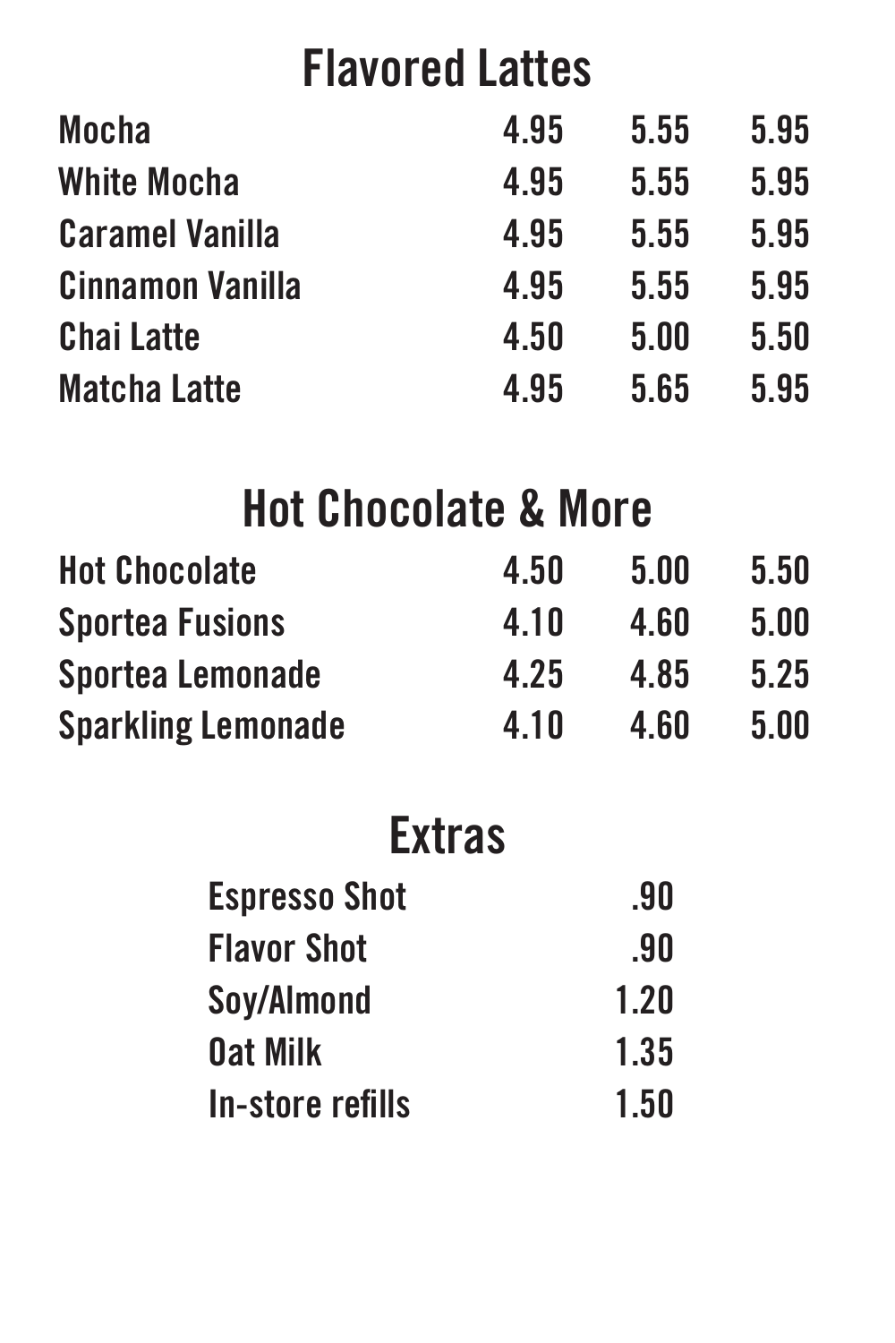## Flavored Lattes

| | | | |
|---|---|---|---|
| Mocha | 4.95 | 5.55 | 5.95 |
| White Mocha | 4.95 | 5.55 | 5.95 |
| Caramel Vanilla | 4.95 | 5.55 | 5.95 |
| Cinnamon Vanilla | 4.95 | 5.55 | 5.95 |
| Chai Latte | 4.50 | 5.00 | 5.50 |
| Matcha Latte | 4.95 | 5.65 | 5.95 |

## Hot Chocolate & More

| | | | |
|---|---|---|---|
| Hot Chocolate | 4.50 | 5.00 | 5.50 |
| Sportea Fusions | 4.10 | 4.60 | 5.00 |
| Sportea Lemonade | 4.25 | 4.85 | 5.25 |
| Sparkling Lemonade | 4.10 | 4.60 | 5.00 |

## Extras

| | |
|---|---|
| Espresso Shot | .90 |
| Flavor Shot | .90 |
| Soy/Almond | 1.20 |
| Oat Milk | 1.35 |
| In-store refills | 1.50 |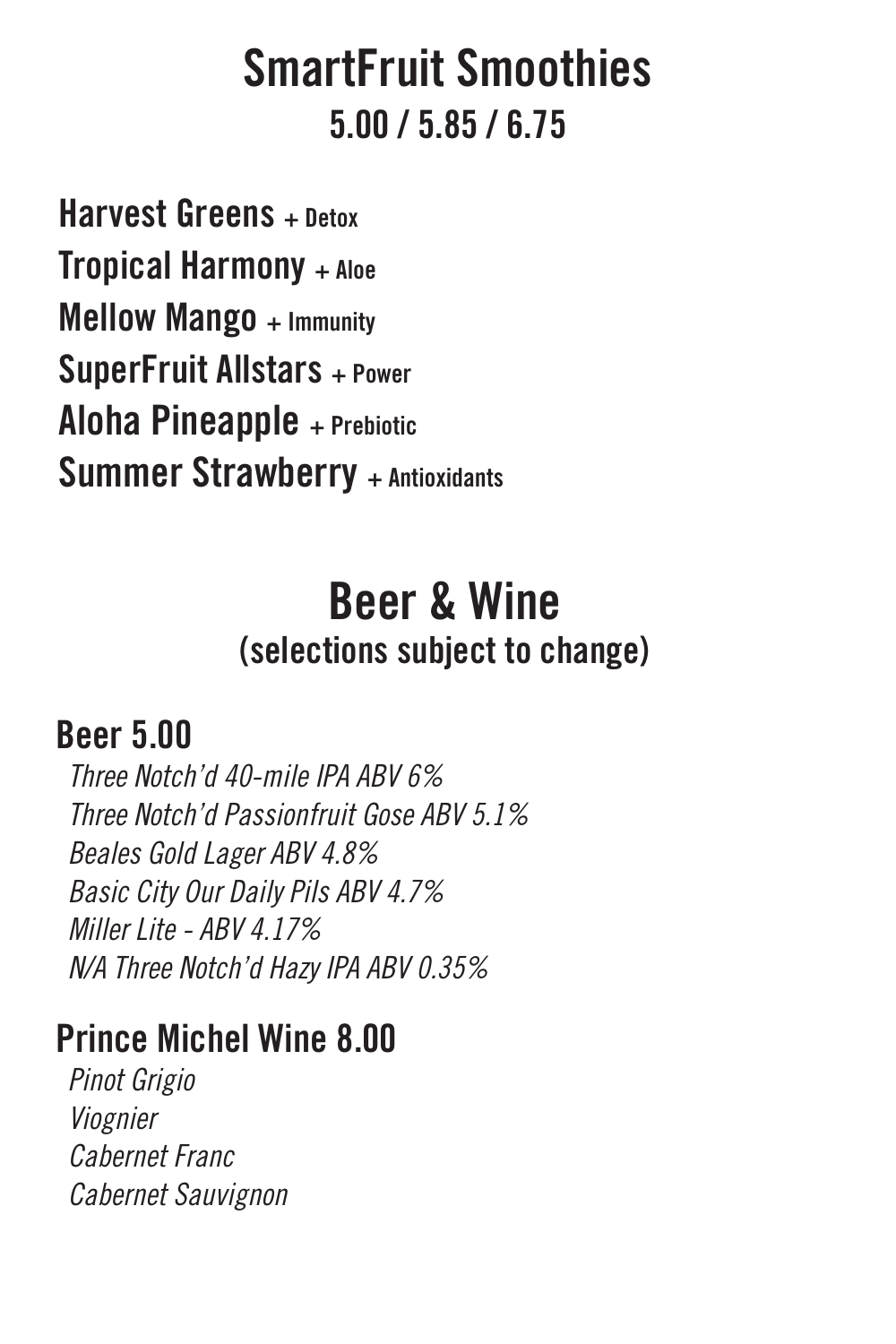# SmartFruit Smoothies

## 5.00 / 5.85 / 6.75

**Harvest Greens** + Detox
**Tropical Harmony** + Aloe
**Mellow Mango** + Immunity
**SuperFruit Allstars** + Power
**Aloha Pineapple** + Prebiotic
**Summer Strawberry** + Antioxidants

# Beer & Wine

## (selections subject to change)

### Beer 5.00

*Three Notch'd 40-mile IPA ABV 6%*
*Three Notch'd Passionfruit Gose ABV 5.1%*
*Beales Gold Lager ABV 4.8%*
*Basic City Our Daily Pils ABV 4.7%*
*Miller Lite - ABV 4.17%*
*N/A Three Notch'd Hazy IPA ABV 0.35%*

### Prince Michel Wine 8.00

*Pinot Grigio*
*Viognier*
*Cabernet Franc*
*Cabernet Sauvignon*